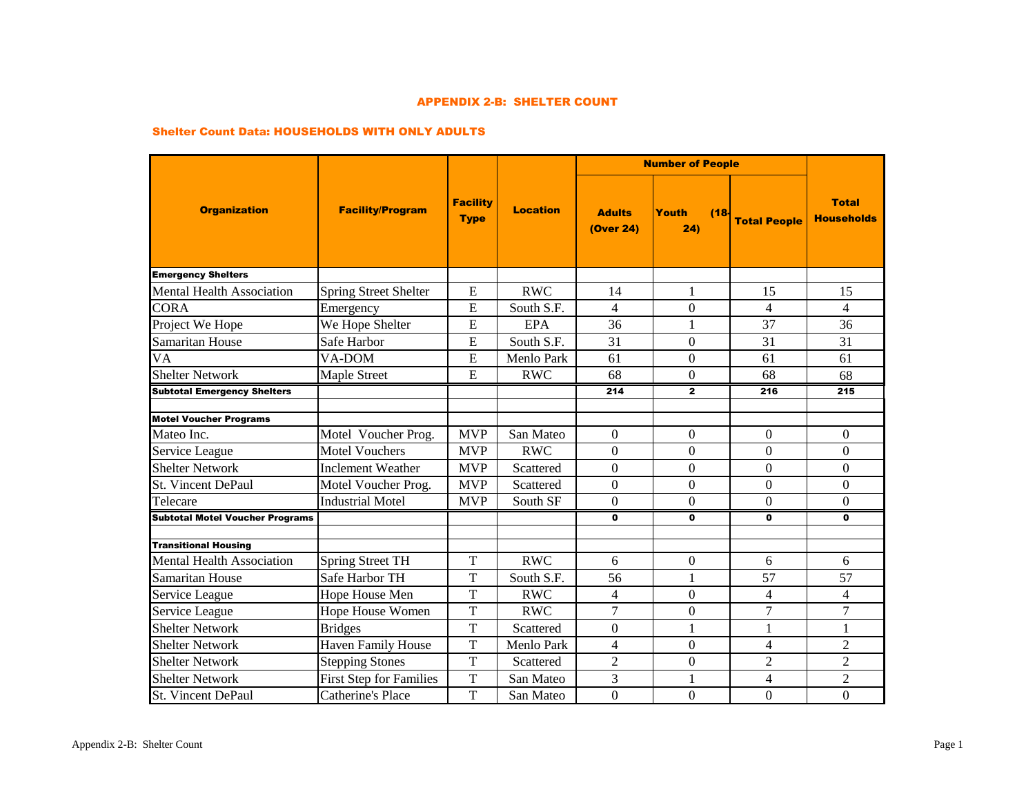# APPENDIX 2-B: SHELTER COUNT

## Shelter Count Data: HOUSEHOLDS WITH ONLY ADULTS

| Organization | Facility/Program | Facility Type | Location | Number of People | | | Total Households |
|---|---|---|---|---|---|---|---|
| | | | | Adults (Over 24) | Youth (18-24) | Total People | |
| **Emergency Shelters** | | | | | | | |
| Mental Health Association | Spring Street Shelter | E | RWC | 14 | 1 | 15 | 15 |
| CORA | Emergency | E | South S.F. | 4 | 0 | 4 | 4 |
| Project We Hope | We Hope Shelter | E | EPA | 36 | 1 | 37 | 36 |
| Samaritan House | Safe Harbor | E | South S.F. | 31 | 0 | 31 | 31 |
| VA | VA-DOM | E | Menlo Park | 61 | 0 | 61 | 61 |
| Shelter Network | Maple Street | E | RWC | 68 | 0 | 68 | 68 |
| **Subtotal Emergency Shelters** | | | | **214** | **2** | **216** | **215** |
| | | | | | | | |
| **Motel Voucher Programs** | | | | | | | |
| Mateo Inc. | Motel Voucher Prog. | MVP | San Mateo | 0 | 0 | 0 | 0 |
| Service League | Motel Vouchers | MVP | RWC | 0 | 0 | 0 | 0 |
| Shelter Network | Inclement Weather | MVP | Scattered | 0 | 0 | 0 | 0 |
| St. Vincent DePaul | Motel Voucher Prog. | MVP | Scattered | 0 | 0 | 0 | 0 |
| Telecare | Industrial Motel | MVP | South SF | 0 | 0 | 0 | 0 |
| **Subtotal Motel Voucher Programs** | | | | **0** | **0** | **0** | **0** |
| | | | | | | | |
| **Transitional Housing** | | | | | | | |
| Mental Health Association | Spring Street TH | T | RWC | 6 | 0 | 6 | 6 |
| Samaritan House | Safe Harbor TH | T | South S.F. | 56 | 1 | 57 | 57 |
| Service League | Hope House Men | T | RWC | 4 | 0 | 4 | 4 |
| Service League | Hope House Women | T | RWC | 7 | 0 | 7 | 7 |
| Shelter Network | Bridges | T | Scattered | 0 | 1 | 1 | 1 |
| Shelter Network | Haven Family House | T | Menlo Park | 4 | 0 | 4 | 2 |
| Shelter Network | Stepping Stones | T | Scattered | 2 | 0 | 2 | 2 |
| Shelter Network | First Step for Families | T | San Mateo | 3 | 1 | 4 | 2 |
| St. Vincent DePaul | Catherine's Place | T | San Mateo | 0 | 0 | 0 | 0 |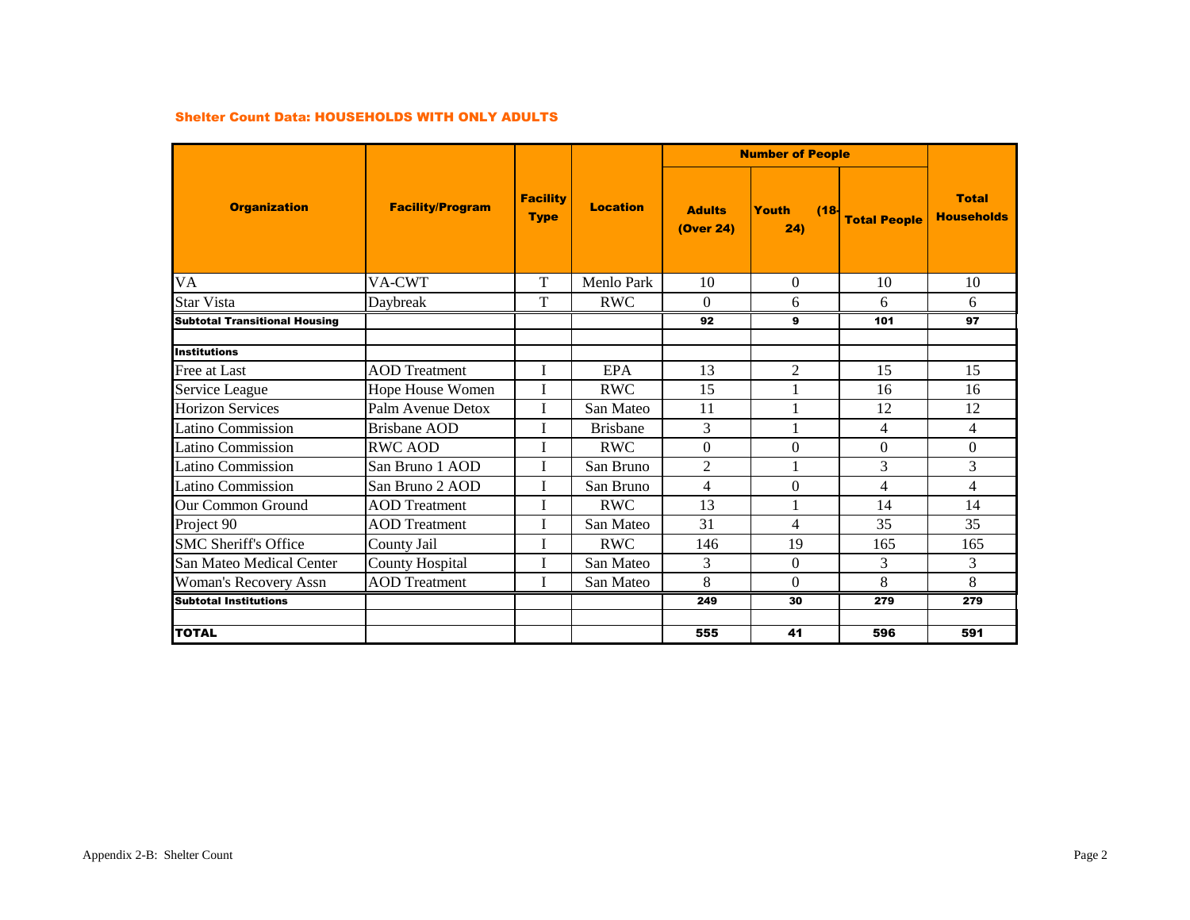### Shelter Count Data: HOUSEHOLDS WITH ONLY ADULTS

| Organization | Facility/Program | Facility Type | Location | Number of People | | | Total Households |
|---|---|---|---|---|---|---|---|
| | | | | Adults (Over 24) | Youth (18-24) | Total People | |
| VA | VA-CWT | T | Menlo Park | 10 | 0 | 10 | 10 |
| Star Vista | Daybreak | T | RWC | 0 | 6 | 6 | 6 |
| **Subtotal Transitional Housing** | | | | **92** | **9** | **101** | **97** |
| | | | | | | | |
| **Institutions** | | | | | | | |
| Free at Last | AOD Treatment | I | EPA | 13 | 2 | 15 | 15 |
| Service League | Hope House Women | I | RWC | 15 | 1 | 16 | 16 |
| Horizon Services | Palm Avenue Detox | I | San Mateo | 11 | 1 | 12 | 12 |
| Latino Commission | Brisbane AOD | I | Brisbane | 3 | 1 | 4 | 4 |
| Latino Commission | RWC AOD | I | RWC | 0 | 0 | 0 | 0 |
| Latino Commission | San Bruno 1 AOD | I | San Bruno | 2 | 1 | 3 | 3 |
| Latino Commission | San Bruno 2 AOD | I | San Bruno | 4 | 0 | 4 | 4 |
| Our Common Ground | AOD Treatment | I | RWC | 13 | 1 | 14 | 14 |
| Project 90 | AOD Treatment | I | San Mateo | 31 | 4 | 35 | 35 |
| SMC Sheriff's Office | County Jail | I | RWC | 146 | 19 | 165 | 165 |
| San Mateo Medical Center | County Hospital | I | San Mateo | 3 | 0 | 3 | 3 |
| Woman's Recovery Assn | AOD Treatment | I | San Mateo | 8 | 0 | 8 | 8 |
| **Subtotal Institutions** | | | | **249** | **30** | **279** | **279** |
| | | | | | | | |
| **TOTAL** | | | | **555** | **41** | **596** | **591** |

Appendix 2-B: Shelter Count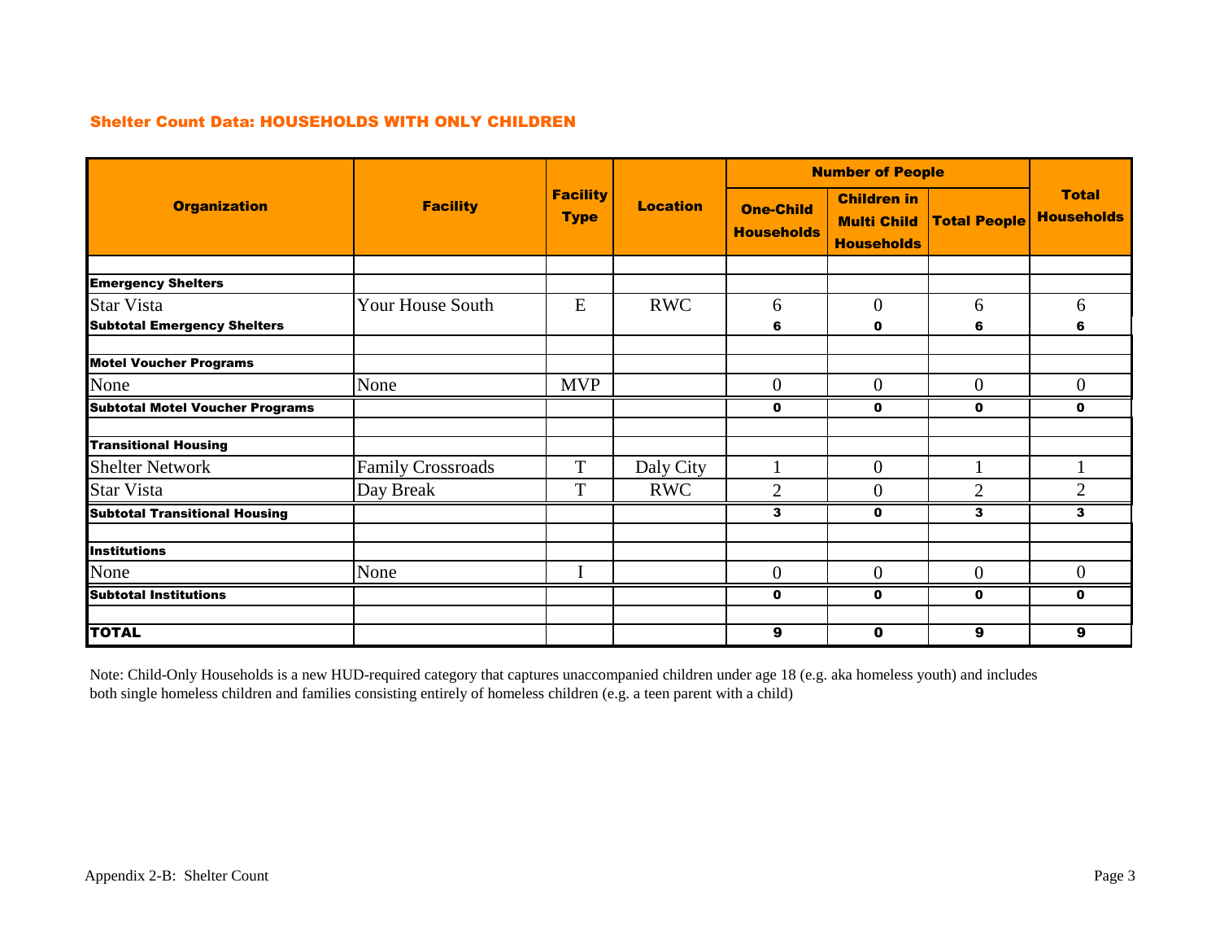## Shelter Count Data: HOUSEHOLDS WITH ONLY CHILDREN

| Organization | Facility | Facility Type | Location | Number of People | | | Total Households |
|---|---|---|---|---|---|---|---|
| | | | | One-Child Households | Children in Multi Child Households | Total People | |
| **Emergency Shelters** | | | | | | | |
| Star Vista | Your House South | E | RWC | 6 | 0 | 6 | 6 |
| **Subtotal Emergency Shelters** | | | | **6** | **0** | **6** | **6** |
| **Motel Voucher Programs** | | | | | | | |
| None | None | MVP | | 0 | 0 | 0 | 0 |
| **Subtotal Motel Voucher Programs** | | | | **0** | **0** | **0** | **0** |
| **Transitional Housing** | | | | | | | |
| Shelter Network | Family Crossroads | T | Daly City | 1 | 0 | 1 | 1 |
| Star Vista | Day Break | T | RWC | 2 | 0 | 2 | 2 |
| **Subtotal Transitional Housing** | | | | **3** | **0** | **3** | **3** |
| **Institutions** | | | | | | | |
| None | None | I | | 0 | 0 | 0 | 0 |
| **Subtotal Institutions** | | | | **0** | **0** | **0** | **0** |
| **TOTAL** | | | | **9** | **0** | **9** | **9** |

Note: Child-Only Households is a new HUD-required category that captures unaccompanied children under age 18 (e.g. aka homeless youth) and includes both single homeless children and families consisting entirely of homeless children (e.g. a teen parent with a child)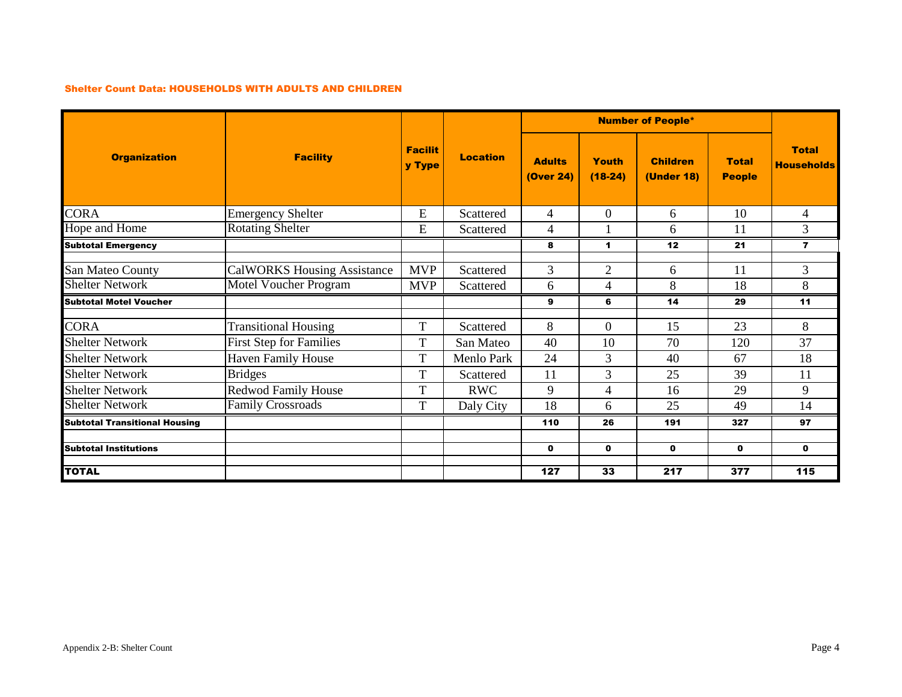### Shelter Count Data: HOUSEHOLDS WITH ADULTS AND CHILDREN

| Organization | Facility | Facility Type | Location | Number of People* | | | | Total Households |
|---|---|---|---|---|---|---|---|---|
| | | | | Adults (Over 24) | Youth (18-24) | Children (Under 18) | Total People | |
| CORA | Emergency Shelter | E | Scattered | 4 | 0 | 6 | 10 | 4 |
| Hope and Home | Rotating Shelter | E | Scattered | 4 | 1 | 6 | 11 | 3 |
| **Subtotal Emergency** | | | | **8** | **1** | **12** | **21** | **7** |
| | | | | | | | | |
| San Mateo County | CalWORKS Housing Assistance | MVP | Scattered | 3 | 2 | 6 | 11 | 3 |
| Shelter Network | Motel Voucher Program | MVP | Scattered | 6 | 4 | 8 | 18 | 8 |
| **Subtotal Motel Voucher** | | | | **9** | **6** | **14** | **29** | **11** |
| | | | | | | | | |
| CORA | Transitional Housing | T | Scattered | 8 | 0 | 15 | 23 | 8 |
| Shelter Network | First Step for Families | T | San Mateo | 40 | 10 | 70 | 120 | 37 |
| Shelter Network | Haven Family House | T | Menlo Park | 24 | 3 | 40 | 67 | 18 |
| Shelter Network | Bridges | T | Scattered | 11 | 3 | 25 | 39 | 11 |
| Shelter Network | Redwood Family House | T | RWC | 9 | 4 | 16 | 29 | 9 |
| Shelter Network | Family Crossroads | T | Daly City | 18 | 6 | 25 | 49 | 14 |
| **Subtotal Transitional Housing** | | | | **110** | **26** | **191** | **327** | **97** |
| | | | | | | | | |
| **Subtotal Institutions** | | | | **0** | **0** | **0** | **0** | **0** |
| | | | | | | | | |
| **TOTAL** | | | | **127** | **33** | **217** | **377** | **115** |

Appendix 2-B: Shelter Count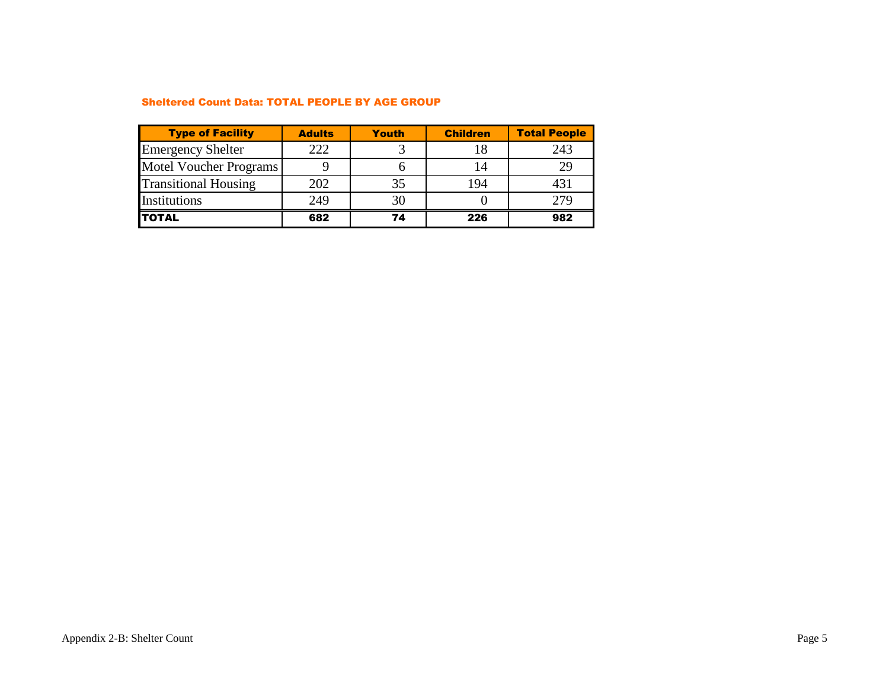### Sheltered Count Data: TOTAL PEOPLE BY AGE GROUP

| Type of Facility | Adults | Youth | Children | Total People |
|---|---|---|---|---|
| Emergency Shelter | 222 | 3 | 18 | 243 |
| Motel Voucher Programs | 9 | 6 | 14 | 29 |
| Transitional Housing | 202 | 35 | 194 | 431 |
| Institutions | 249 | 30 | 0 | 279 |
| **TOTAL** | **682** | **74** | **226** | **982** |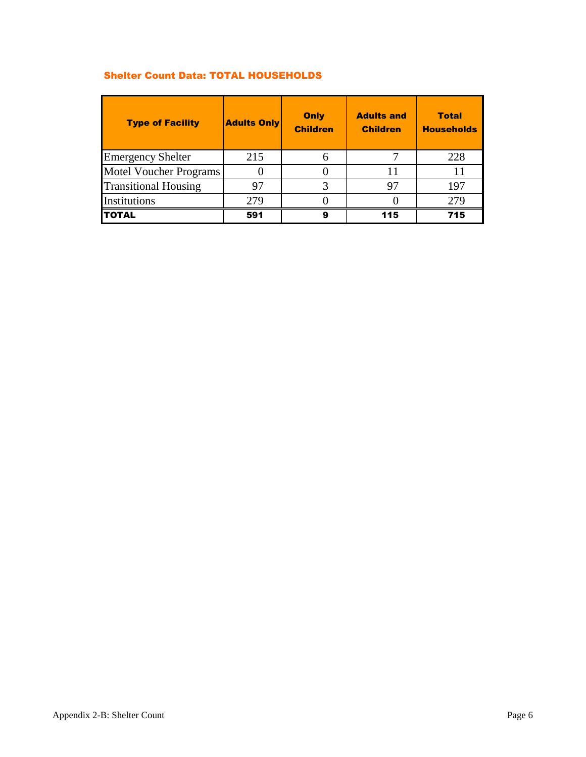### Shelter Count Data: TOTAL HOUSEHOLDS

| Type of Facility | Adults Only | Only Children | Adults and Children | Total Households |
|---|---|---|---|---|
| Emergency Shelter | 215 | 6 | 7 | 228 |
| Motel Voucher Programs | 0 | 0 | 11 | 11 |
| Transitional Housing | 97 | 3 | 97 | 197 |
| Institutions | 279 | 0 | 0 | 279 |
| **TOTAL** | **591** | **9** | **115** | **715** |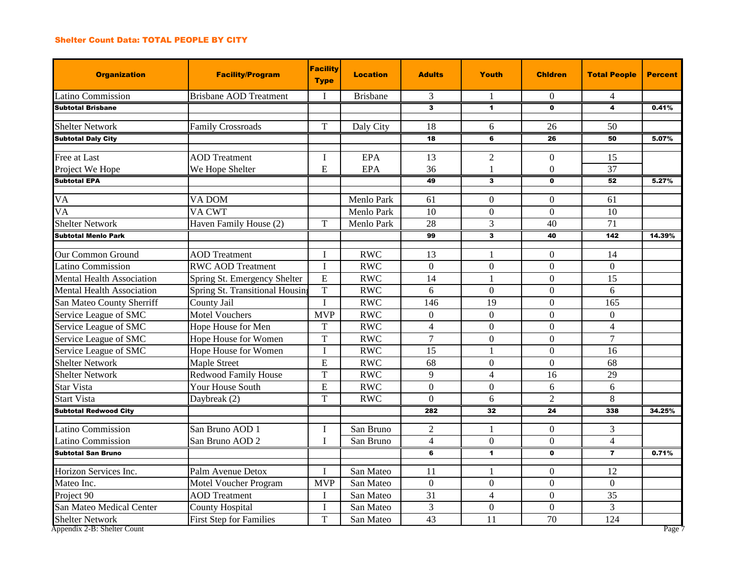### Shelter Count Data: TOTAL PEOPLE BY CITY

| Organization | Facility/Program | Facility Type | Location | Adults | Youth | Chldren | Total People | Percent |
|---|---|---|---|---|---|---|---|---|
| Latino Commission | Brisbane AOD Treatment | I | Brisbane | 3 | 1 | 0 | 4 | |
| **Subtotal Brisbane** | | | | **3** | **1** | **0** | **4** | **0.41%** |
| | | | | | | | | |
| Shelter Network | Family Crossroads | T | Daly City | 18 | 6 | 26 | 50 | |
| **Subtotal Daly City** | | | | **18** | **6** | **26** | **50** | **5.07%** |
| | | | | | | | | |
| Free at Last | AOD Treatment | I | EPA | 13 | 2 | 0 | 15 | |
| Project We Hope | We Hope Shelter | E | EPA | 36 | 1 | 0 | 37 | |
| **Subtotal EPA** | | | | **49** | **3** | **0** | **52** | **5.27%** |
| | | | | | | | | |
| VA | VA DOM | | Menlo Park | 61 | 0 | 0 | 61 | |
| VA | VA CWT | | Menlo Park | 10 | 0 | 0 | 10 | |
| Shelter Network | Haven Family House (2) | T | Menlo Park | 28 | 3 | 40 | 71 | |
| **Subtotal Menlo Park** | | | | **99** | **3** | **40** | **142** | **14.39%** |
| | | | | | | | | |
| Our Common Ground | AOD Treatment | I | RWC | 13 | 1 | 0 | 14 | |
| Latino Commission | RWC AOD Treatment | I | RWC | 0 | 0 | 0 | 0 | |
| Mental Health Association | Spring St. Emergency Shelter | E | RWC | 14 | 1 | 0 | 15 | |
| Mental Health Association | Spring St. Transitional Housing | T | RWC | 6 | 0 | 0 | 6 | |
| San Mateo County Sherriff | County Jail | I | RWC | 146 | 19 | 0 | 165 | |
| Service League of SMC | Motel Vouchers | MVP | RWC | 0 | 0 | 0 | 0 | |
| Service League of SMC | Hope House for Men | T | RWC | 4 | 0 | 0 | 4 | |
| Service League of SMC | Hope House for Women | T | RWC | 7 | 0 | 0 | 7 | |
| Service League of SMC | Hope House for Women | I | RWC | 15 | 1 | 0 | 16 | |
| Shelter Network | Maple Street | E | RWC | 68 | 0 | 0 | 68 | |
| Shelter Network | Redwood Family House | T | RWC | 9 | 4 | 16 | 29 | |
| Star Vista | Your House South | E | RWC | 0 | 0 | 6 | 6 | |
| Start Vista | Daybreak (2) | T | RWC | 0 | 6 | 2 | 8 | |
| **Subtotal Redwood City** | | | | **282** | **32** | **24** | **338** | **34.25%** |
| | | | | | | | | |
| Latino Commission | San Bruno AOD 1 | I | San Bruno | 2 | 1 | 0 | 3 | |
| Latino Commission | San Bruno AOD 2 | I | San Bruno | 4 | 0 | 0 | 4 | |
| **Subtotal San Bruno** | | | | **6** | **1** | **0** | **7** | **0.71%** |
| | | | | | | | | |
| Horizon Services Inc. | Palm Avenue Detox | I | San Mateo | 11 | 1 | 0 | 12 | |
| Mateo Inc. | Motel Voucher Program | MVP | San Mateo | 0 | 0 | 0 | 0 | |
| Project 90 | AOD Treatment | I | San Mateo | 31 | 4 | 0 | 35 | |
| San Mateo Medical Center | County Hospital | I | San Mateo | 3 | 0 | 0 | 3 | |
| Shelter Network | First Step for Families | T | San Mateo | 43 | 11 | 70 | 124 | |

Appendix 2-B: Shelter Count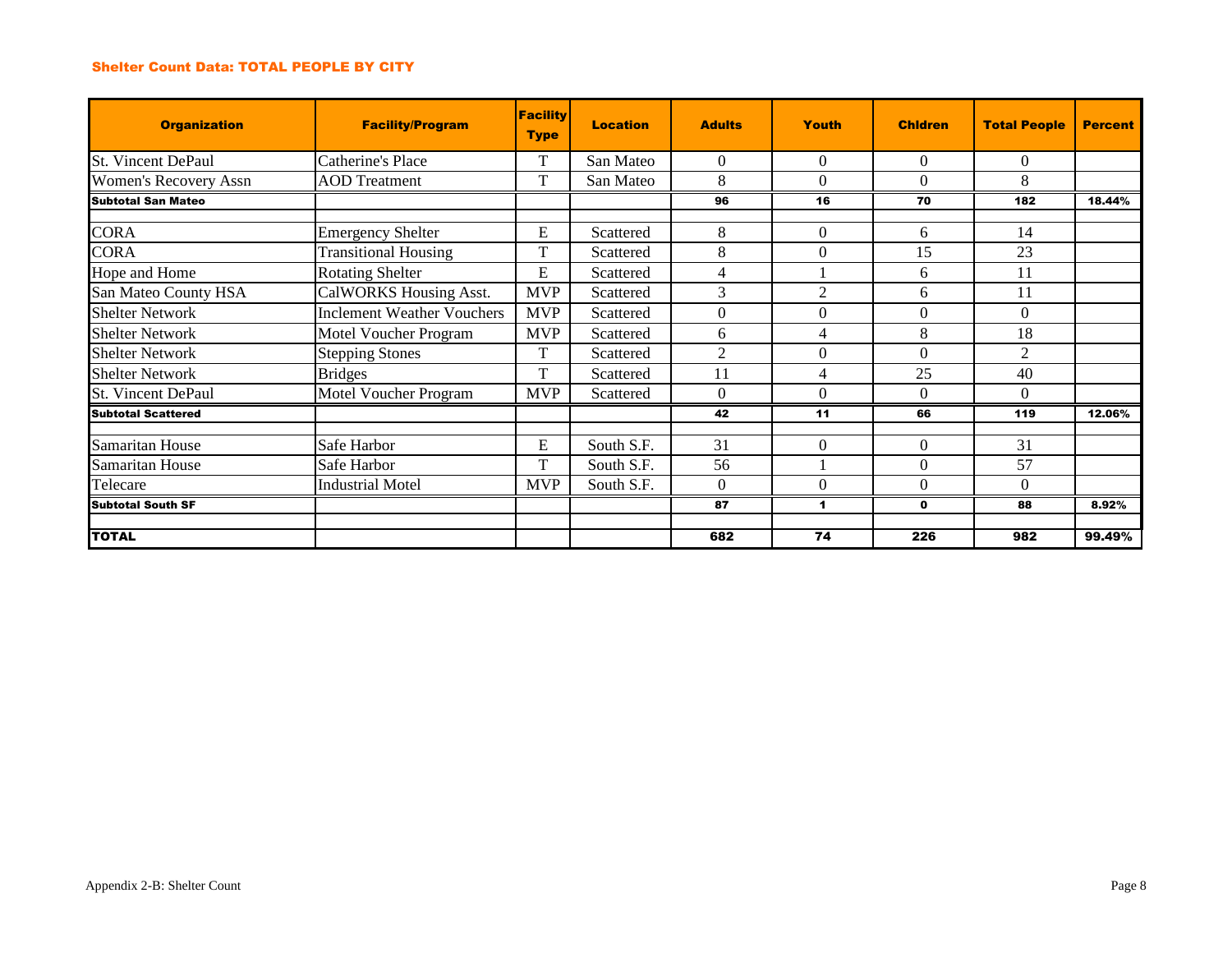### Shelter Count Data: TOTAL PEOPLE BY CITY

| Organization | Facility/Program | Facility Type | Location | Adults | Youth | Chldren | Total People | Percent |
|---|---|---|---|---|---|---|---|---|
| St. Vincent DePaul | Catherine's Place | T | San Mateo | 0 | 0 | 0 | 0 | |
| Women's Recovery Assn | AOD Treatment | T | San Mateo | 8 | 0 | 0 | 8 | |
| **Subtotal San Mateo** | | | | **96** | **16** | **70** | **182** | **18.44%** |
| | | | | | | | | |
| CORA | Emergency Shelter | E | Scattered | 8 | 0 | 6 | 14 | |
| CORA | Transitional Housing | T | Scattered | 8 | 0 | 15 | 23 | |
| Hope and Home | Rotating Shelter | E | Scattered | 4 | 1 | 6 | 11 | |
| San Mateo County HSA | CalWORKS Housing Asst. | MVP | Scattered | 3 | 2 | 6 | 11 | |
| Shelter Network | Inclement Weather Vouchers | MVP | Scattered | 0 | 0 | 0 | 0 | |
| Shelter Network | Motel Voucher Program | MVP | Scattered | 6 | 4 | 8 | 18 | |
| Shelter Network | Stepping Stones | T | Scattered | 2 | 0 | 0 | 2 | |
| Shelter Network | Bridges | T | Scattered | 11 | 4 | 25 | 40 | |
| St. Vincent DePaul | Motel Voucher Program | MVP | Scattered | 0 | 0 | 0 | 0 | |
| **Subtotal Scattered** | | | | **42** | **11** | **66** | **119** | **12.06%** |
| | | | | | | | | |
| Samaritan House | Safe Harbor | E | South S.F. | 31 | 0 | 0 | 31 | |
| Samaritan House | Safe Harbor | T | South S.F. | 56 | 1 | 0 | 57 | |
| Telecare | Industrial Motel | MVP | South S.F. | 0 | 0 | 0 | 0 | |
| **Subtotal South SF** | | | | **87** | **1** | **0** | **88** | **8.92%** |
| | | | | | | | | |
| **TOTAL** | | | | **682** | **74** | **226** | **982** | **99.49%** |

Appendix 2-B: Shelter Count